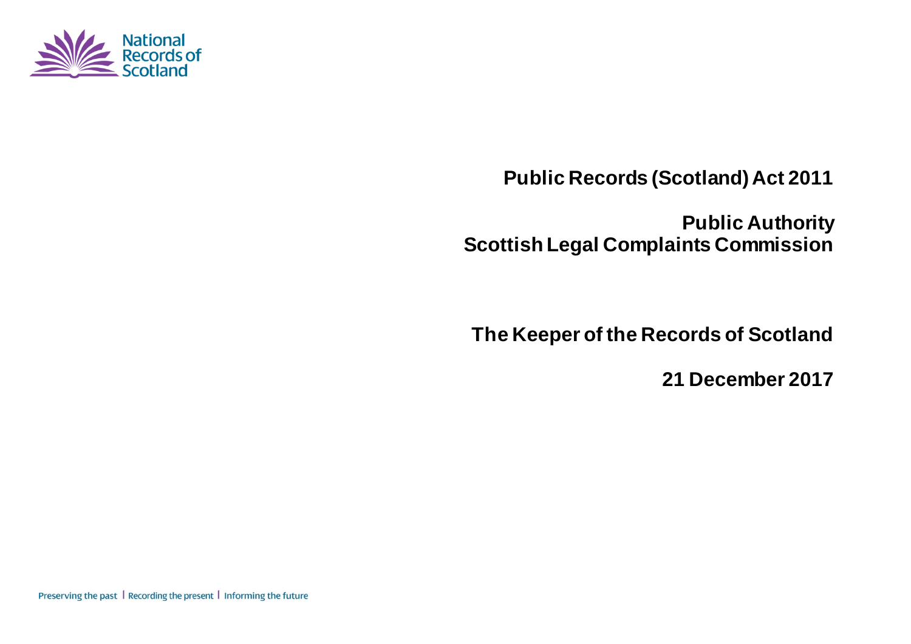National Records of Scotland

# Public Records (Scotland) Act 2011

## Public Authority
## Scottish Legal Complaints Commission

## The Keeper of the Records of Scotland

**21 December 2017**

Preserving the past | Recording the present | Informing the future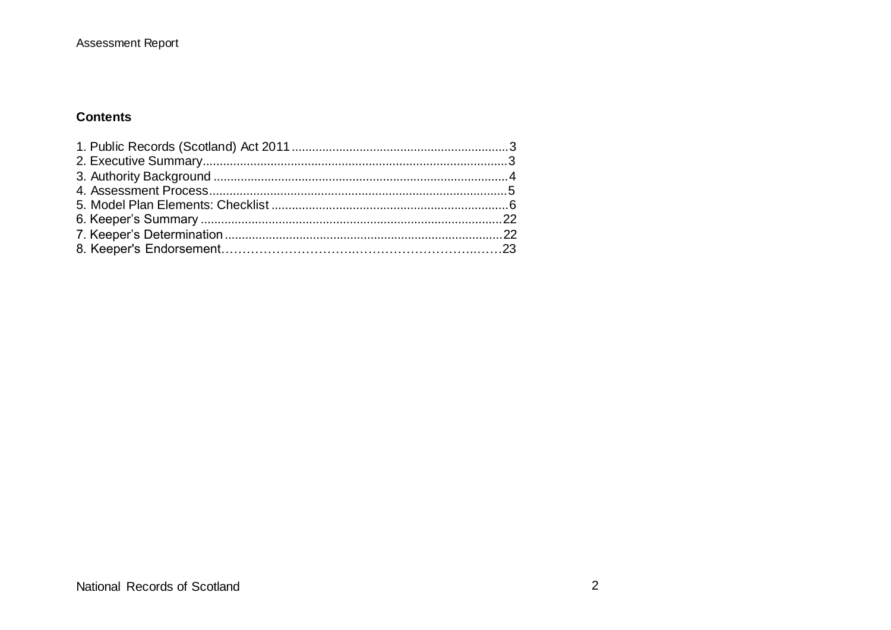**Contents**

1. Public Records (Scotland) Act 2011 ............................................................... 3
2. Executive Summary ......................................................................................... 3
3. Authority Background ..................................................................................... 4
4. Assessment Process ....................................................................................... 5
5. Model Plan Elements: Checklist ..................................................................... 6
6. Keeper's Summary ........................................................................................ 22
7. Keeper's Determination ................................................................................. 22
8. Keeper's Endorsement ................................................................................... 23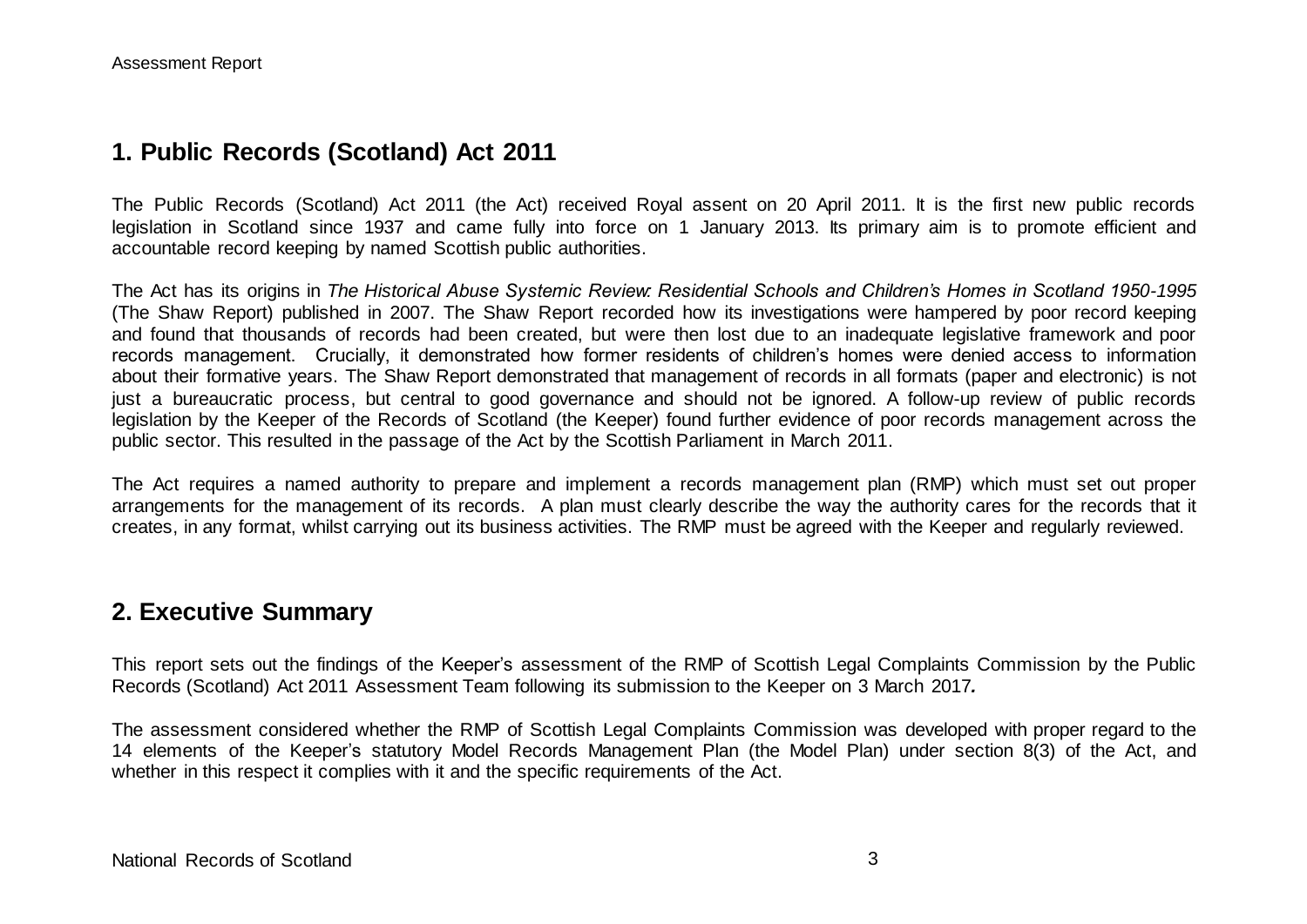## 1. Public Records (Scotland) Act 2011

The Public Records (Scotland) Act 2011 (the Act) received Royal assent on 20 April 2011. It is the first new public records legislation in Scotland since 1937 and came fully into force on 1 January 2013. Its primary aim is to promote efficient and accountable record keeping by named Scottish public authorities.

The Act has its origins in *The Historical Abuse Systemic Review: Residential Schools and Children's Homes in Scotland 1950-1995* (The Shaw Report) published in 2007. The Shaw Report recorded how its investigations were hampered by poor record keeping and found that thousands of records had been created, but were then lost due to an inadequate legislative framework and poor records management. Crucially, it demonstrated how former residents of children's homes were denied access to information about their formative years. The Shaw Report demonstrated that management of records in all formats (paper and electronic) is not just a bureaucratic process, but central to good governance and should not be ignored. A follow-up review of public records legislation by the Keeper of the Records of Scotland (the Keeper) found further evidence of poor records management across the public sector. This resulted in the passage of the Act by the Scottish Parliament in March 2011.

The Act requires a named authority to prepare and implement a records management plan (RMP) which must set out proper arrangements for the management of its records. A plan must clearly describe the way the authority cares for the records that it creates, in any format, whilst carrying out its business activities. The RMP must be agreed with the Keeper and regularly reviewed.

## 2. Executive Summary

This report sets out the findings of the Keeper's assessment of the RMP of Scottish Legal Complaints Commission by the Public Records (Scotland) Act 2011 Assessment Team following its submission to the Keeper on 3 March 2017**.**

The assessment considered whether the RMP of Scottish Legal Complaints Commission was developed with proper regard to the 14 elements of the Keeper's statutory Model Records Management Plan (the Model Plan) under section 8(3) of the Act, and whether in this respect it complies with it and the specific requirements of the Act.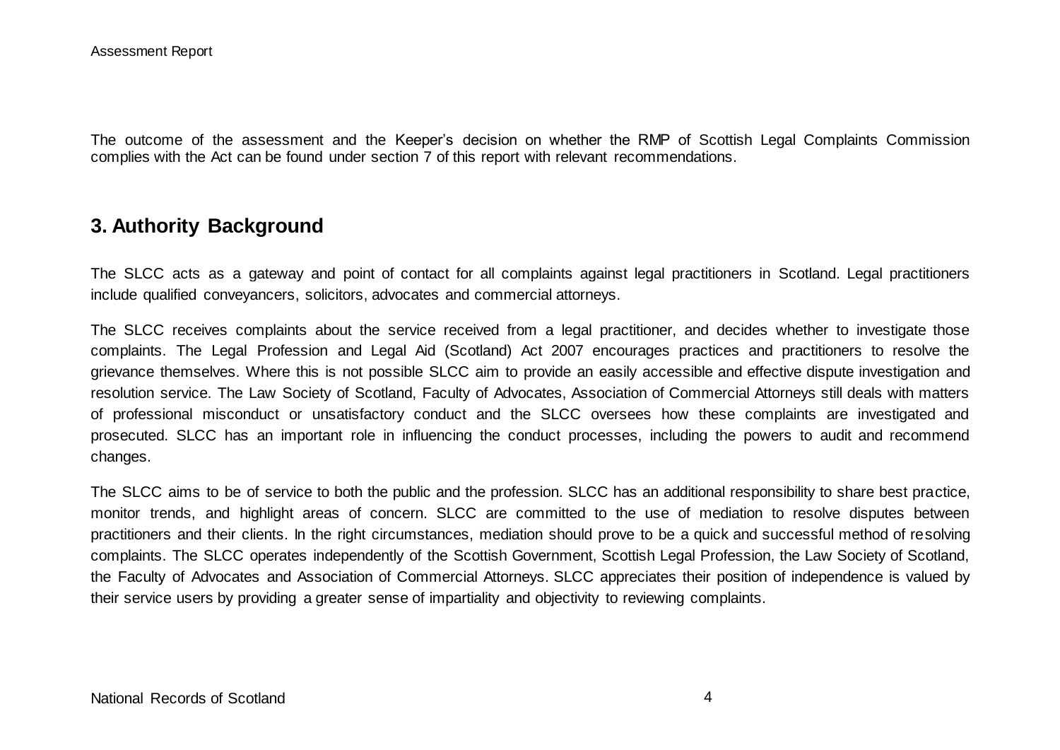The outcome of the assessment and the Keeper's decision on whether the RMP of Scottish Legal Complaints Commission complies with the Act can be found under section 7 of this report with relevant recommendations.

## 3. Authority Background

The SLCC acts as a gateway and point of contact for all complaints against legal practitioners in Scotland. Legal practitioners include qualified conveyancers, solicitors, advocates and commercial attorneys.

The SLCC receives complaints about the service received from a legal practitioner, and decides whether to investigate those complaints. The Legal Profession and Legal Aid (Scotland) Act 2007 encourages practices and practitioners to resolve the grievance themselves. Where this is not possible SLCC aim to provide an easily accessible and effective dispute investigation and resolution service. The Law Society of Scotland, Faculty of Advocates, Association of Commercial Attorneys still deals with matters of professional misconduct or unsatisfactory conduct and the SLCC oversees how these complaints are investigated and prosecuted. SLCC has an important role in influencing the conduct processes, including the powers to audit and recommend changes.

The SLCC aims to be of service to both the public and the profession. SLCC has an additional responsibility to share best practice, monitor trends, and highlight areas of concern. SLCC are committed to the use of mediation to resolve disputes between practitioners and their clients. In the right circumstances, mediation should prove to be a quick and successful method of resolving complaints. The SLCC operates independently of the Scottish Government, Scottish Legal Profession, the Law Society of Scotland, the Faculty of Advocates and Association of Commercial Attorneys. SLCC appreciates their position of independence is valued by their service users by providing a greater sense of impartiality and objectivity to reviewing complaints.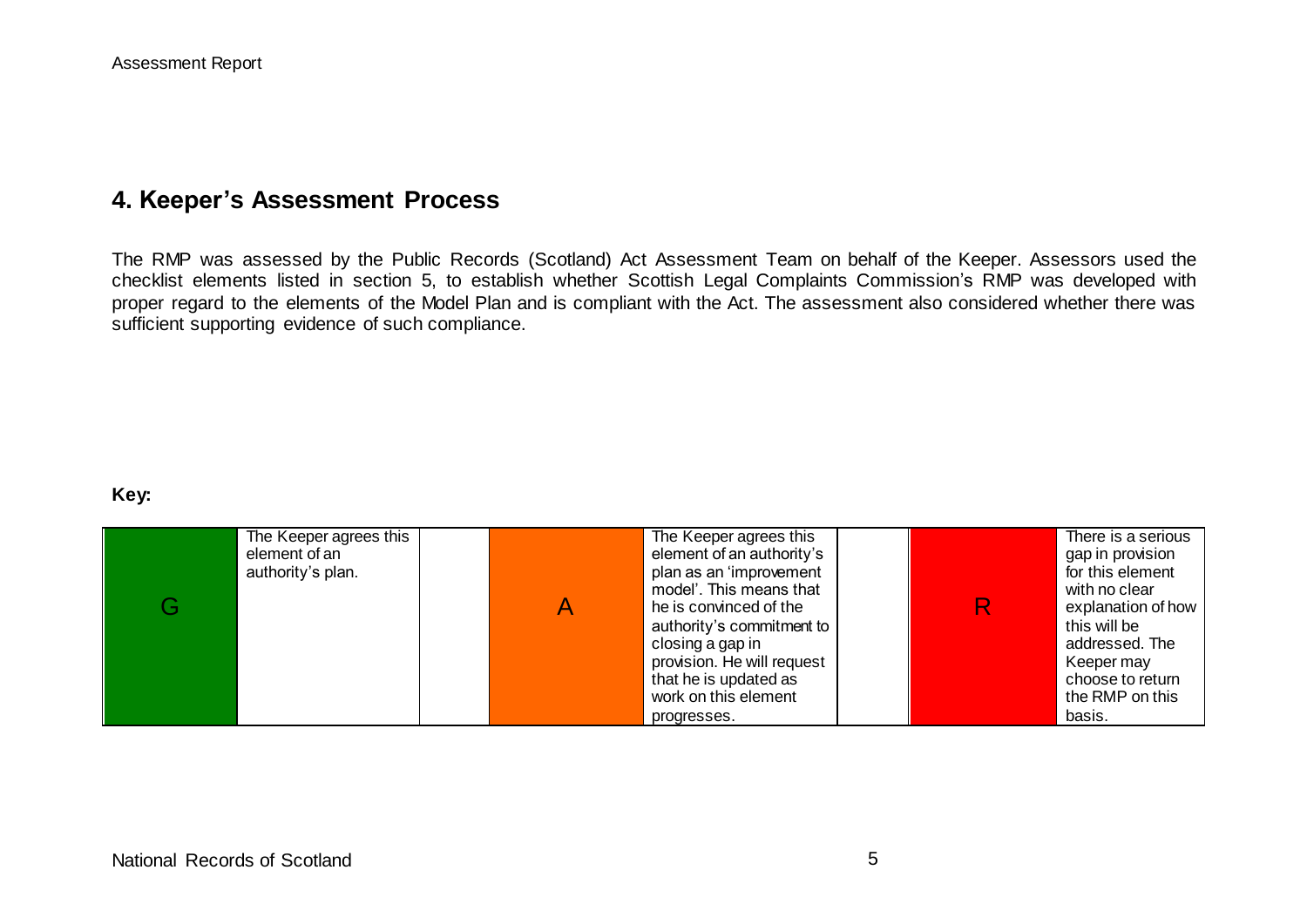## 4. Keeper's Assessment Process

The RMP was assessed by the Public Records (Scotland) Act Assessment Team on behalf of the Keeper. Assessors used the checklist elements listed in section 5, to establish whether Scottish Legal Complaints Commission's RMP was developed with proper regard to the elements of the Model Plan and is compliant with the Act. The assessment also considered whether there was sufficient supporting evidence of such compliance.

**Key:**

| G | The Keeper agrees this element of an authority's plan. | | A | The Keeper agrees this element of an authority's plan as an 'improvement model'. This means that he is convinced of the authority's commitment to closing a gap in provision. He will request that he is updated as work on this element progresses. | | R | There is a serious gap in provision for this element with no clear explanation of how this will be addressed. The Keeper may choose to return the RMP on this basis. |
|---|---|---|---|---|---|---|---|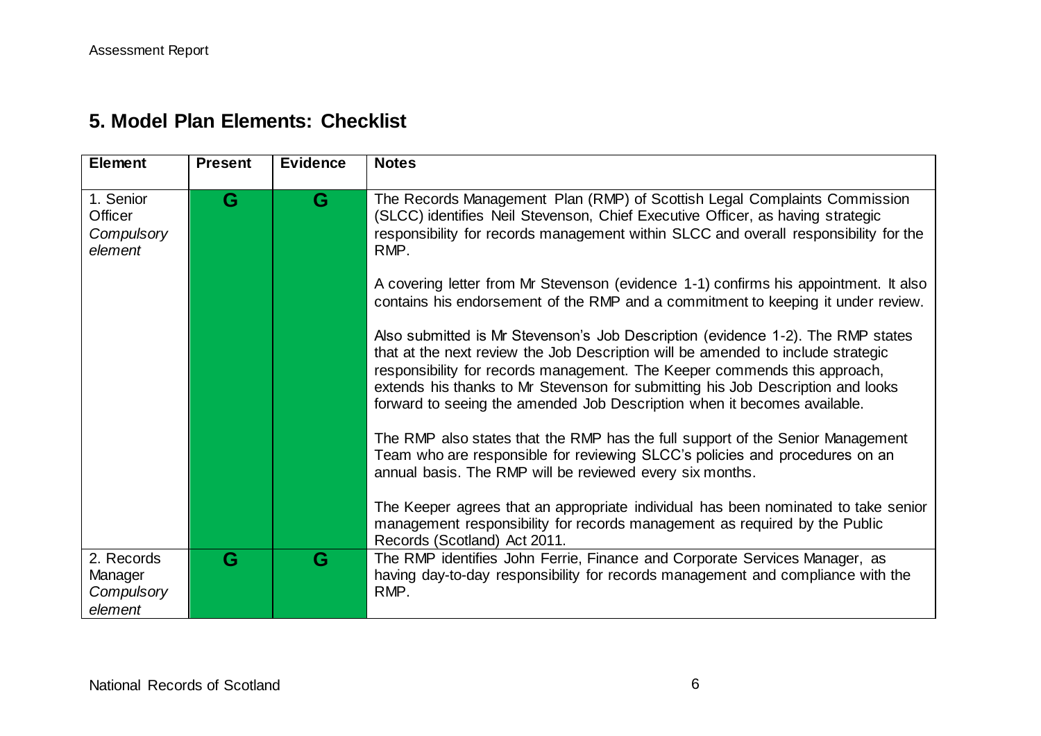## 5. Model Plan Elements: Checklist

| Element | Present | Evidence | Notes |
| --- | --- | --- | --- |
| 1. Senior Officer *Compulsory element* | G | G | The Records Management Plan (RMP) of Scottish Legal Complaints Commission (SLCC) identifies Neil Stevenson, Chief Executive Officer, as having strategic responsibility for records management within SLCC and overall responsibility for the RMP.<br><br>A covering letter from Mr Stevenson (evidence 1-1) confirms his appointment. It also contains his endorsement of the RMP and a commitment to keeping it under review.<br><br>Also submitted is Mr Stevenson's Job Description (evidence 1-2). The RMP states that at the next review the Job Description will be amended to include strategic responsibility for records management. The Keeper commends this approach, extends his thanks to Mr Stevenson for submitting his Job Description and looks forward to seeing the amended Job Description when it becomes available.<br><br>The RMP also states that the RMP has the full support of the Senior Management Team who are responsible for reviewing SLCC's policies and procedures on an annual basis. The RMP will be reviewed every six months.<br><br>The Keeper agrees that an appropriate individual has been nominated to take senior management responsibility for records management as required by the Public Records (Scotland) Act 2011. |
| 2. Records Manager *Compulsory element* | G | G | The RMP identifies John Ferrie, Finance and Corporate Services Manager, as having day-to-day responsibility for records management and compliance with the RMP. |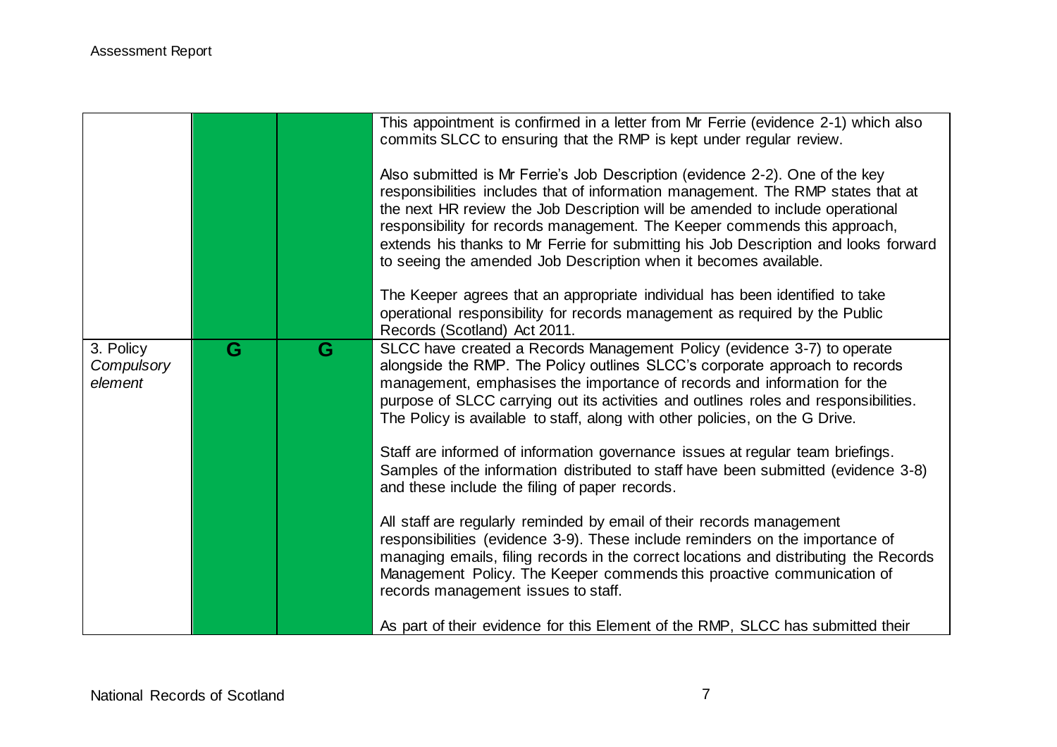| | | | |
|---|---|---|---|
| | | | This appointment is confirmed in a letter from Mr Ferrie (evidence 2-1) which also commits SLCC to ensuring that the RMP is kept under regular review.<br><br>Also submitted is Mr Ferrie's Job Description (evidence 2-2). One of the key responsibilities includes that of information management. The RMP states that at the next HR review the Job Description will be amended to include operational responsibility for records management. The Keeper commends this approach, extends his thanks to Mr Ferrie for submitting his Job Description and looks forward to seeing the amended Job Description when it becomes available.<br><br>The Keeper agrees that an appropriate individual has been identified to take operational responsibility for records management as required by the Public Records (Scotland) Act 2011. |
| 3. Policy *Compulsory element* | G | G | SLCC have created a Records Management Policy (evidence 3-7) to operate alongside the RMP. The Policy outlines SLCC's corporate approach to records management, emphasises the importance of records and information for the purpose of SLCC carrying out its activities and outlines roles and responsibilities. The Policy is available to staff, along with other policies, on the G Drive.<br><br>Staff are informed of information governance issues at regular team briefings. Samples of the information distributed to staff have been submitted (evidence 3-8) and these include the filing of paper records.<br><br>All staff are regularly reminded by email of their records management responsibilities (evidence 3-9). These include reminders on the importance of managing emails, filing records in the correct locations and distributing the Records Management Policy. The Keeper commends this proactive communication of records management issues to staff.<br><br>As part of their evidence for this Element of the RMP, SLCC has submitted their |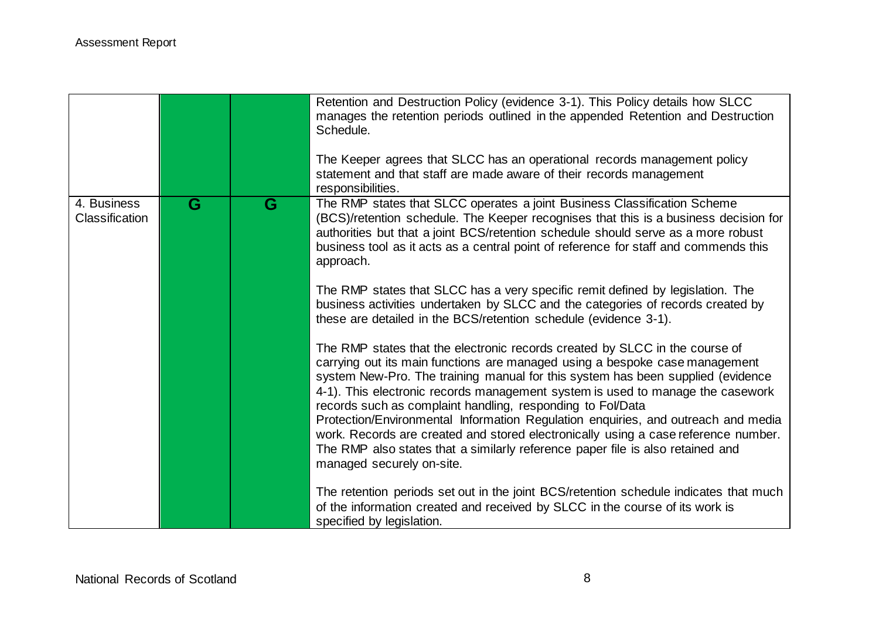| | | | |
|---|---|---|---|
| | | | Retention and Destruction Policy (evidence 3-1). This Policy details how SLCC manages the retention periods outlined in the appended Retention and Destruction Schedule.<br><br>The Keeper agrees that SLCC has an operational records management policy statement and that staff are made aware of their records management responsibilities. |
| 4. Business Classification | G | G | The RMP states that SLCC operates a joint Business Classification Scheme (BCS)/retention schedule. The Keeper recognises that this is a business decision for authorities but that a joint BCS/retention schedule should serve as a more robust business tool as it acts as a central point of reference for staff and commends this approach.<br><br>The RMP states that SLCC has a very specific remit defined by legislation. The business activities undertaken by SLCC and the categories of records created by these are detailed in the BCS/retention schedule (evidence 3-1).<br><br>The RMP states that the electronic records created by SLCC in the course of carrying out its main functions are managed using a bespoke case management system New-Pro. The training manual for this system has been supplied (evidence 4-1). This electronic records management system is used to manage the casework records such as complaint handling, responding to FoI/Data Protection/Environmental Information Regulation enquiries, and outreach and media work. Records are created and stored electronically using a case reference number. The RMP also states that a similarly reference paper file is also retained and managed securely on-site.<br><br>The retention periods set out in the joint BCS/retention schedule indicates that much of the information created and received by SLCC in the course of its work is specified by legislation. |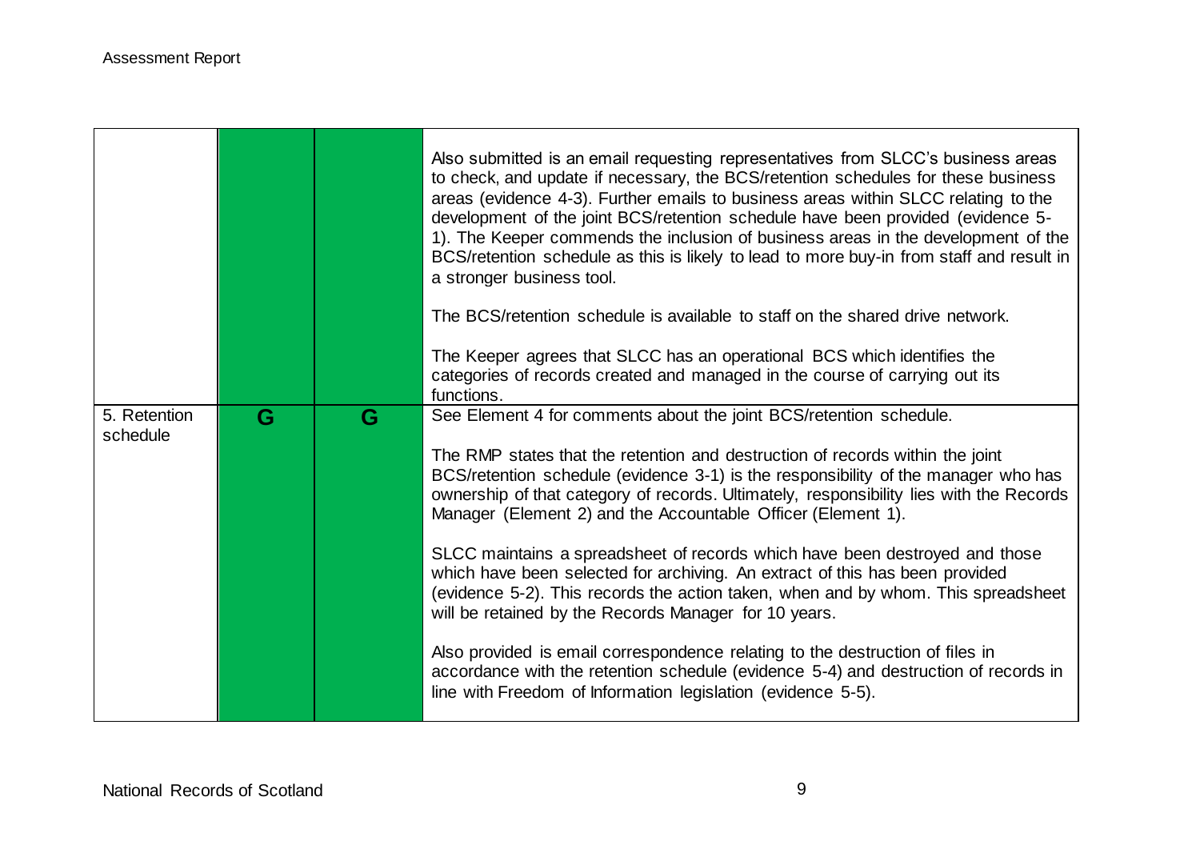| | | | |
|---|---|---|---|
| | | | Also submitted is an email requesting representatives from SLCC's business areas to check, and update if necessary, the BCS/retention schedules for these business areas (evidence 4-3). Further emails to business areas within SLCC relating to the development of the joint BCS/retention schedule have been provided (evidence 5-1). The Keeper commends the inclusion of business areas in the development of the BCS/retention schedule as this is likely to lead to more buy-in from staff and result in a stronger business tool.<br><br>The BCS/retention schedule is available to staff on the shared drive network.<br><br>The Keeper agrees that SLCC has an operational BCS which identifies the categories of records created and managed in the course of carrying out its functions. |
| 5. Retention schedule | G | G | See Element 4 for comments about the joint BCS/retention schedule.<br><br>The RMP states that the retention and destruction of records within the joint BCS/retention schedule (evidence 3-1) is the responsibility of the manager who has ownership of that category of records. Ultimately, responsibility lies with the Records Manager (Element 2) and the Accountable Officer (Element 1).<br><br>SLCC maintains a spreadsheet of records which have been destroyed and those which have been selected for archiving. An extract of this has been provided (evidence 5-2). This records the action taken, when and by whom. This spreadsheet will be retained by the Records Manager for 10 years.<br><br>Also provided is email correspondence relating to the destruction of files in accordance with the retention schedule (evidence 5-4) and destruction of records in line with Freedom of Information legislation (evidence 5-5). |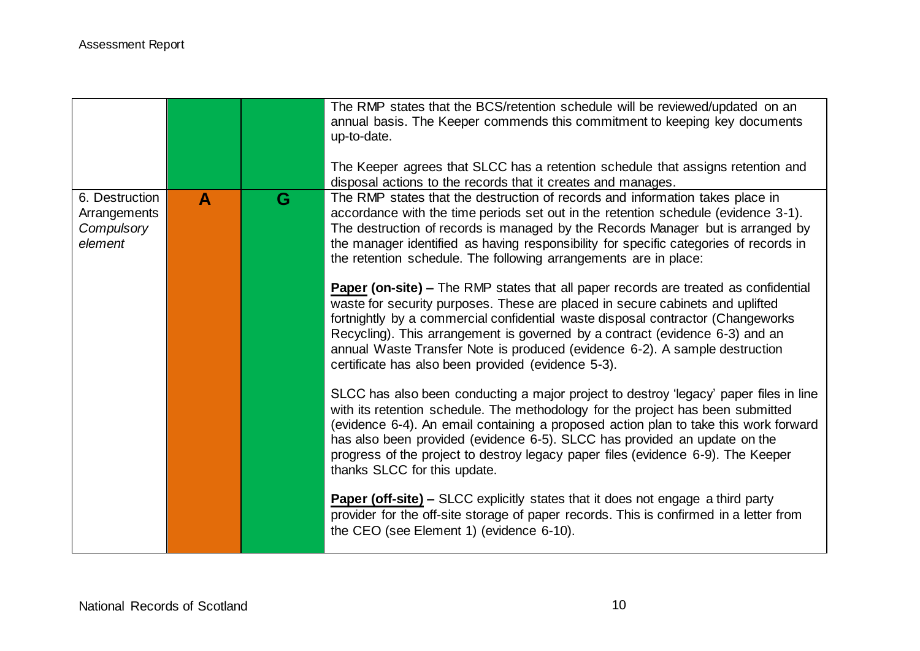| | | | |
|---|---|---|---|
| | | | The RMP states that the BCS/retention schedule will be reviewed/updated on an annual basis. The Keeper commends this commitment to keeping key documents up-to-date.<br><br>The Keeper agrees that SLCC has a retention schedule that assigns retention and disposal actions to the records that it creates and manages. |
| 6. Destruction Arrangements *Compulsory element* | **A** | **G** | The RMP states that the destruction of records and information takes place in accordance with the time periods set out in the retention schedule (evidence 3-1). The destruction of records is managed by the Records Manager but is arranged by the manager identified as having responsibility for specific categories of records in the retention schedule. The following arrangements are in place:<br><br>**Paper (on-site) –** The RMP states that all paper records are treated as confidential waste for security purposes. These are placed in secure cabinets and uplifted fortnightly by a commercial confidential waste disposal contractor (Changeworks Recycling). This arrangement is governed by a contract (evidence 6-3) and an annual Waste Transfer Note is produced (evidence 6-2). A sample destruction certificate has also been provided (evidence 5-3).<br><br>SLCC has also been conducting a major project to destroy 'legacy' paper files in line with its retention schedule. The methodology for the project has been submitted (evidence 6-4). An email containing a proposed action plan to take this work forward has also been provided (evidence 6-5). SLCC has provided an update on the progress of the project to destroy legacy paper files (evidence 6-9). The Keeper thanks SLCC for this update.<br><br>**Paper (off-site) –** SLCC explicitly states that it does not engage a third party provider for the off-site storage of paper records. This is confirmed in a letter from the CEO (see Element 1) (evidence 6-10). |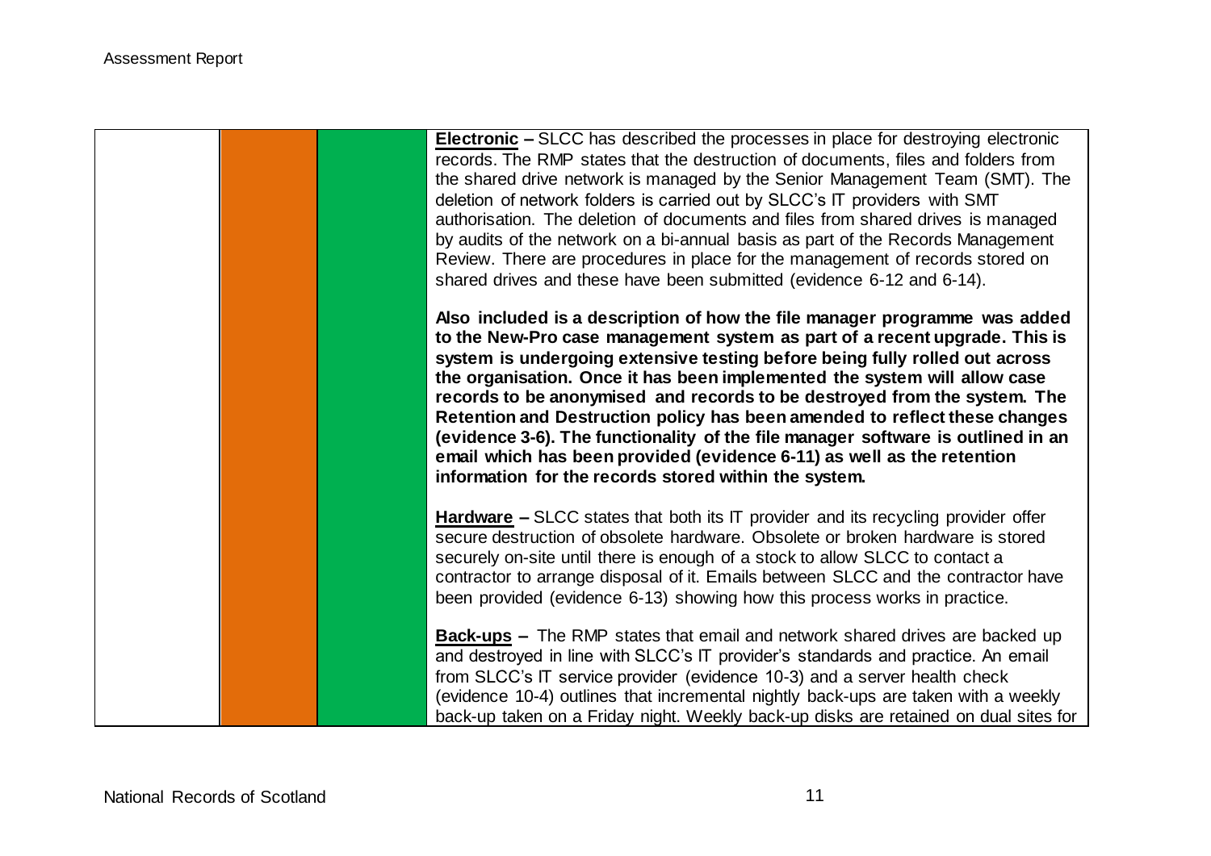| | | | |
|---|---|---|---|
| | | | **Electronic** – SLCC has described the processes in place for destroying electronic records. The RMP states that the destruction of documents, files and folders from the shared drive network is managed by the Senior Management Team (SMT). The deletion of network folders is carried out by SLCC's IT providers with SMT authorisation. The deletion of documents and files from shared drives is managed by audits of the network on a bi-annual basis as part of the Records Management Review. There are procedures in place for the management of records stored on shared drives and these have been submitted (evidence 6-12 and 6-14).<br><br>**Also included is a description of how the file manager programme was added to the New-Pro case management system as part of a recent upgrade. This is system is undergoing extensive testing before being fully rolled out across the organisation. Once it has been implemented the system will allow case records to be anonymised and records to be destroyed from the system. The Retention and Destruction policy has been amended to reflect these changes (evidence 3-6). The functionality of the file manager software is outlined in an email which has been provided (evidence 6-11) as well as the retention information for the records stored within the system.**<br><br>**Hardware** – SLCC states that both its IT provider and its recycling provider offer secure destruction of obsolete hardware. Obsolete or broken hardware is stored securely on-site until there is enough of a stock to allow SLCC to contact a contractor to arrange disposal of it. Emails between SLCC and the contractor have been provided (evidence 6-13) showing how this process works in practice.<br><br>**Back-ups** – The RMP states that email and network shared drives are backed up and destroyed in line with SLCC's IT provider's standards and practice. An email from SLCC's IT service provider (evidence 10-3) and a server health check (evidence 10-4) outlines that incremental nightly back-ups are taken with a weekly back-up taken on a Friday night. Weekly back-up disks are retained on dual sites for |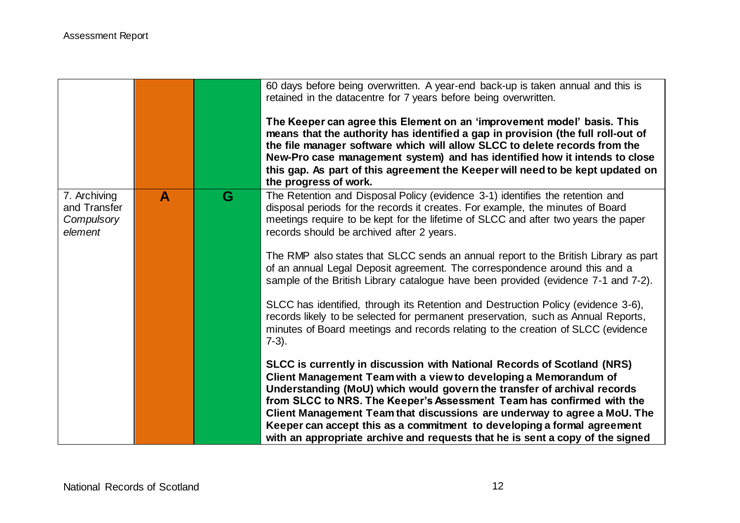| | | | |
|---|---|---|---|
| | | | 60 days before being overwritten. A year-end back-up is taken annual and this is retained in the datacentre for 7 years before being overwritten.<br><br>**The Keeper can agree this Element on an 'improvement model' basis. This means that the authority has identified a gap in provision (the full roll-out of the file manager software which will allow SLCC to delete records from the New-Pro case management system) and has identified how it intends to close this gap. As part of this agreement the Keeper will need to be kept updated on the progress of work.** |
| 7. Archiving and Transfer *Compulsory element* | **A** | **G** | The Retention and Disposal Policy (evidence 3-1) identifies the retention and disposal periods for the records it creates. For example, the minutes of Board meetings require to be kept for the lifetime of SLCC and after two years the paper records should be archived after 2 years.<br><br>The RMP also states that SLCC sends an annual report to the British Library as part of an annual Legal Deposit agreement. The correspondence around this and a sample of the British Library catalogue have been provided (evidence 7-1 and 7-2).<br><br>SLCC has identified, through its Retention and Destruction Policy (evidence 3-6), records likely to be selected for permanent preservation, such as Annual Reports, minutes of Board meetings and records relating to the creation of SLCC (evidence 7-3).<br><br>**SLCC is currently in discussion with National Records of Scotland (NRS) Client Management Team with a view to developing a Memorandum of Understanding (MoU) which would govern the transfer of archival records from SLCC to NRS. The Keeper's Assessment Team has confirmed with the Client Management Team that discussions are underway to agree a MoU. The Keeper can accept this as a commitment to developing a formal agreement with an appropriate archive and requests that he is sent a copy of the signed** |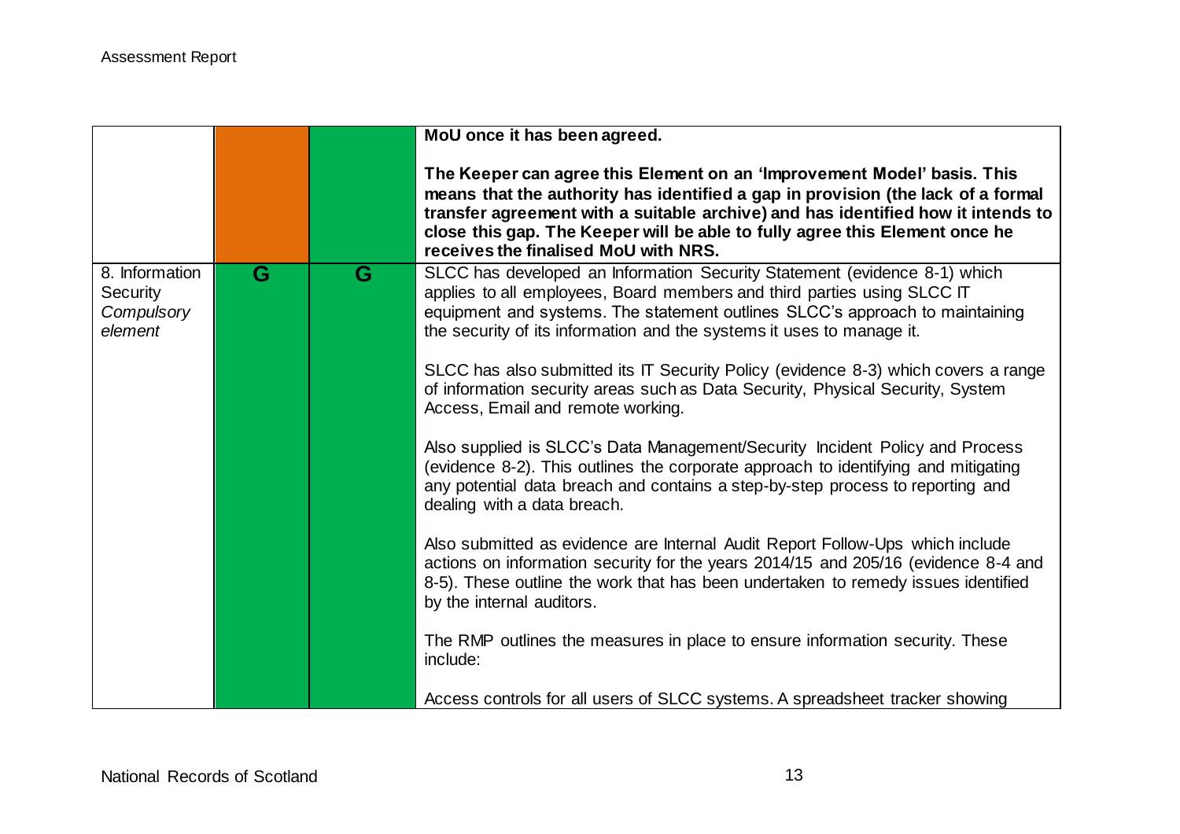| | | | |
|---|---|---|---|
| | | | **MoU once it has been agreed.**<br><br>**The Keeper can agree this Element on an 'Improvement Model' basis. This means that the authority has identified a gap in provision (the lack of a formal transfer agreement with a suitable archive) and has identified how it intends to close this gap. The Keeper will be able to fully agree this Element once he receives the finalised MoU with NRS.** |
| 8. Information Security *Compulsory element* | G | G | SLCC has developed an Information Security Statement (evidence 8-1) which applies to all employees, Board members and third parties using SLCC IT equipment and systems. The statement outlines SLCC's approach to maintaining the security of its information and the systems it uses to manage it.<br><br>SLCC has also submitted its IT Security Policy (evidence 8-3) which covers a range of information security areas such as Data Security, Physical Security, System Access, Email and remote working.<br><br>Also supplied is SLCC's Data Management/Security Incident Policy and Process (evidence 8-2). This outlines the corporate approach to identifying and mitigating any potential data breach and contains a step-by-step process to reporting and dealing with a data breach.<br><br>Also submitted as evidence are Internal Audit Report Follow-Ups which include actions on information security for the years 2014/15 and 205/16 (evidence 8-4 and 8-5). These outline the work that has been undertaken to remedy issues identified by the internal auditors.<br><br>The RMP outlines the measures in place to ensure information security. These include:<br><br>Access controls for all users of SLCC systems. A spreadsheet tracker showing |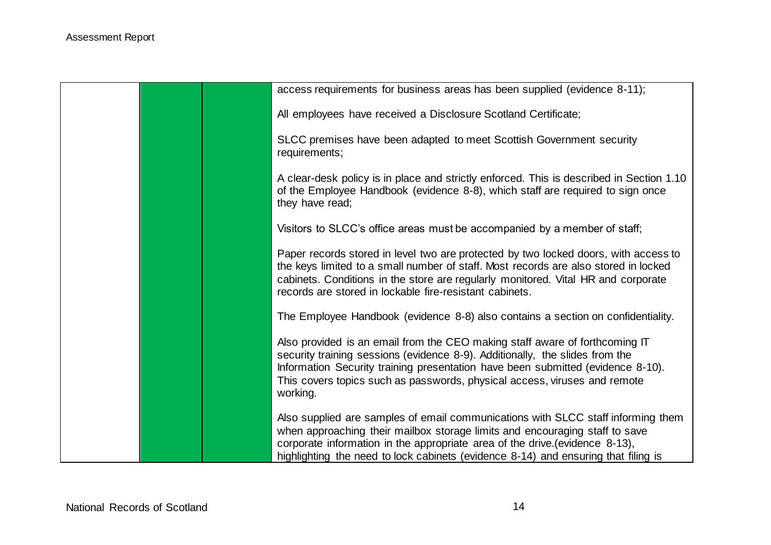| | | | |
|---|---|---|---|
| | | | access requirements for business areas has been supplied (evidence 8-11);<br><br>All employees have received a Disclosure Scotland Certificate;<br><br>SLCC premises have been adapted to meet Scottish Government security requirements;<br><br>A clear-desk policy is in place and strictly enforced. This is described in Section 1.10 of the Employee Handbook (evidence 8-8), which staff are required to sign once they have read;<br><br>Visitors to SLCC's office areas must be accompanied by a member of staff;<br><br>Paper records stored in level two are protected by two locked doors, with access to the keys limited to a small number of staff. Most records are also stored in locked cabinets. Conditions in the store are regularly monitored. Vital HR and corporate records are stored in lockable fire-resistant cabinets.<br><br>The Employee Handbook (evidence 8-8) also contains a section on confidentiality.<br><br>Also provided is an email from the CEO making staff aware of forthcoming IT security training sessions (evidence 8-9). Additionally, the slides from the Information Security training presentation have been submitted (evidence 8-10). This covers topics such as passwords, physical access, viruses and remote working.<br><br>Also supplied are samples of email communications with SLCC staff informing them when approaching their mailbox storage limits and encouraging staff to save corporate information in the appropriate area of the drive.(evidence 8-13), highlighting the need to lock cabinets (evidence 8-14) and ensuring that filing is |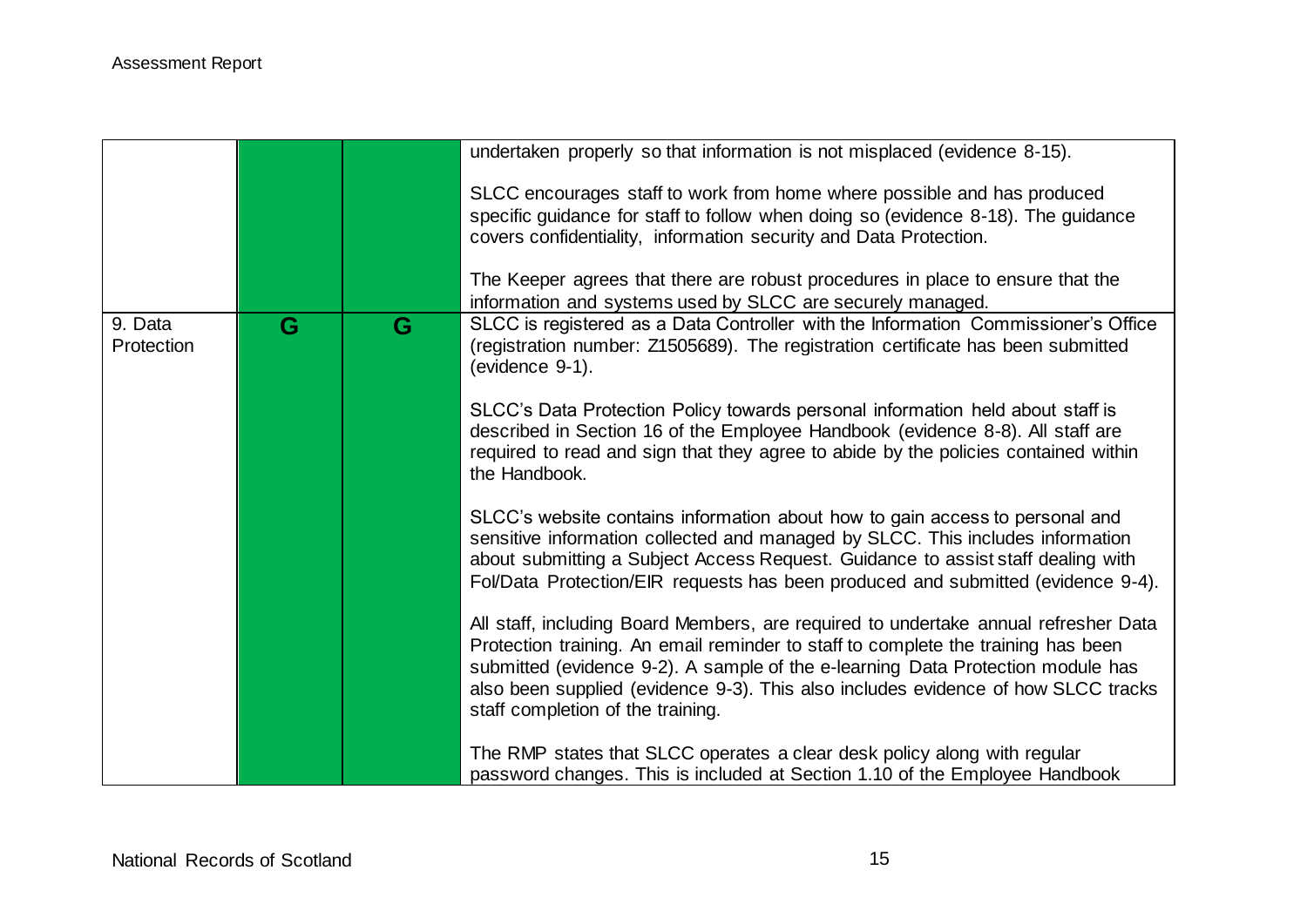| | | | |
|---|---|---|---|
| | | | undertaken properly so that information is not misplaced (evidence 8-15).<br><br>SLCC encourages staff to work from home where possible and has produced specific guidance for staff to follow when doing so (evidence 8-18). The guidance covers confidentiality, information security and Data Protection.<br><br>The Keeper agrees that there are robust procedures in place to ensure that the information and systems used by SLCC are securely managed. |
| 9. Data Protection | G | G | SLCC is registered as a Data Controller with the Information Commissioner's Office (registration number: Z1505689). The registration certificate has been submitted (evidence 9-1).<br><br>SLCC's Data Protection Policy towards personal information held about staff is described in Section 16 of the Employee Handbook (evidence 8-8). All staff are required to read and sign that they agree to abide by the policies contained within the Handbook.<br><br>SLCC's website contains information about how to gain access to personal and sensitive information collected and managed by SLCC. This includes information about submitting a Subject Access Request. Guidance to assist staff dealing with FoI/Data Protection/EIR requests has been produced and submitted (evidence 9-4).<br><br>All staff, including Board Members, are required to undertake annual refresher Data Protection training. An email reminder to staff to complete the training has been submitted (evidence 9-2). A sample of the e-learning Data Protection module has also been supplied (evidence 9-3). This also includes evidence of how SLCC tracks staff completion of the training.<br><br>The RMP states that SLCC operates a clear desk policy along with regular password changes. This is included at Section 1.10 of the Employee Handbook |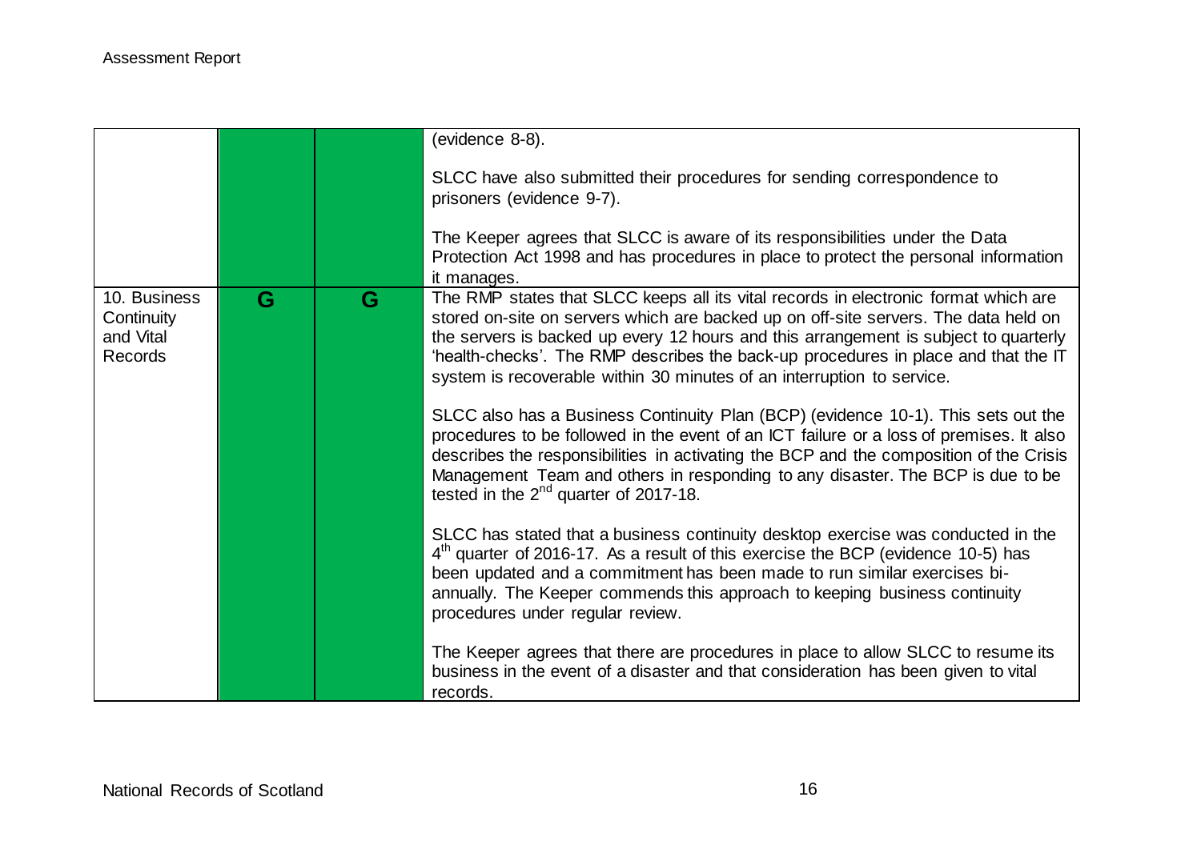| | | | |
|---|---|---|---|
| | | | (evidence 8-8).<br><br>SLCC have also submitted their procedures for sending correspondence to prisoners (evidence 9-7).<br><br>The Keeper agrees that SLCC is aware of its responsibilities under the Data Protection Act 1998 and has procedures in place to protect the personal information it manages. |
| 10. Business Continuity and Vital Records | G | G | The RMP states that SLCC keeps all its vital records in electronic format which are stored on-site on servers which are backed up on off-site servers. The data held on the servers is backed up every 12 hours and this arrangement is subject to quarterly 'health-checks'. The RMP describes the back-up procedures in place and that the IT system is recoverable within 30 minutes of an interruption to service.<br><br>SLCC also has a Business Continuity Plan (BCP) (evidence 10-1). This sets out the procedures to be followed in the event of an ICT failure or a loss of premises. It also describes the responsibilities in activating the BCP and the composition of the Crisis Management Team and others in responding to any disaster. The BCP is due to be tested in the 2nd quarter of 2017-18.<br><br>SLCC has stated that a business continuity desktop exercise was conducted in the 4th quarter of 2016-17. As a result of this exercise the BCP (evidence 10-5) has been updated and a commitment has been made to run similar exercises bi-annually. The Keeper commends this approach to keeping business continuity procedures under regular review.<br><br>The Keeper agrees that there are procedures in place to allow SLCC to resume its business in the event of a disaster and that consideration has been given to vital records. |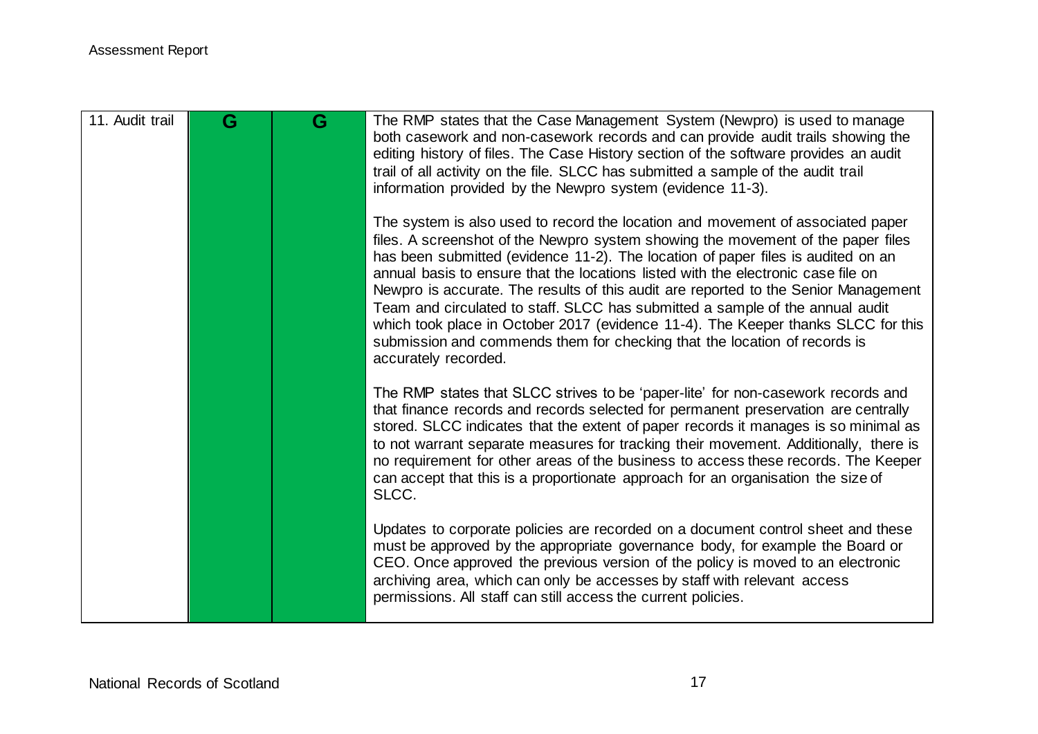| 11. Audit trail | G | G | The RMP states that the Case Management System (Newpro) is used to manage both casework and non-casework records and can provide audit trails showing the editing history of files. The Case History section of the software provides an audit trail of all activity on the file. SLCC has submitted a sample of the audit trail information provided by the Newpro system (evidence 11-3).<br><br>The system is also used to record the location and movement of associated paper files. A screenshot of the Newpro system showing the movement of the paper files has been submitted (evidence 11-2). The location of paper files is audited on an annual basis to ensure that the locations listed with the electronic case file on Newpro is accurate. The results of this audit are reported to the Senior Management Team and circulated to staff. SLCC has submitted a sample of the annual audit which took place in October 2017 (evidence 11-4). The Keeper thanks SLCC for this submission and commends them for checking that the location of records is accurately recorded.<br><br>The RMP states that SLCC strives to be 'paper-lite' for non-casework records and that finance records and records selected for permanent preservation are centrally stored. SLCC indicates that the extent of paper records it manages is so minimal as to not warrant separate measures for tracking their movement. Additionally, there is no requirement for other areas of the business to access these records. The Keeper can accept that this is a proportionate approach for an organisation the size of SLCC.<br><br>Updates to corporate policies are recorded on a document control sheet and these must be approved by the appropriate governance body, for example the Board or CEO. Once approved the previous version of the policy is moved to an electronic archiving area, which can only be accesses by staff with relevant access permissions. All staff can still access the current policies. |
|---|---|---|---|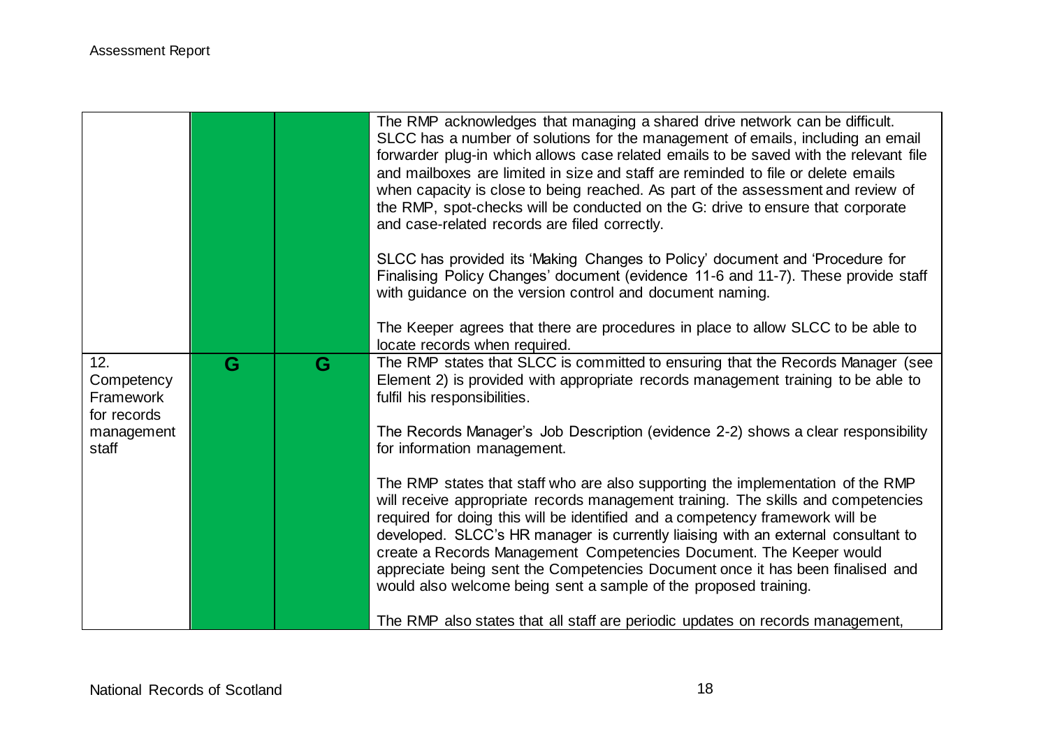| | | | |
|---|---|---|---|
| | | | The RMP acknowledges that managing a shared drive network can be difficult. SLCC has a number of solutions for the management of emails, including an email forwarder plug-in which allows case related emails to be saved with the relevant file and mailboxes are limited in size and staff are reminded to file or delete emails when capacity is close to being reached. As part of the assessment and review of the RMP, spot-checks will be conducted on the G: drive to ensure that corporate and case-related records are filed correctly.<br><br>SLCC has provided its 'Making Changes to Policy' document and 'Procedure for Finalising Policy Changes' document (evidence 11-6 and 11-7). These provide staff with guidance on the version control and document naming.<br><br>The Keeper agrees that there are procedures in place to allow SLCC to be able to locate records when required. |
| 12. Competency Framework for records management staff | G | G | The RMP states that SLCC is committed to ensuring that the Records Manager (see Element 2) is provided with appropriate records management training to be able to fulfil his responsibilities.<br><br>The Records Manager's Job Description (evidence 2-2) shows a clear responsibility for information management.<br><br>The RMP states that staff who are also supporting the implementation of the RMP will receive appropriate records management training. The skills and competencies required for doing this will be identified and a competency framework will be developed. SLCC's HR manager is currently liaising with an external consultant to create a Records Management Competencies Document. The Keeper would appreciate being sent the Competencies Document once it has been finalised and would also welcome being sent a sample of the proposed training.<br><br>The RMP also states that all staff are periodic updates on records management, |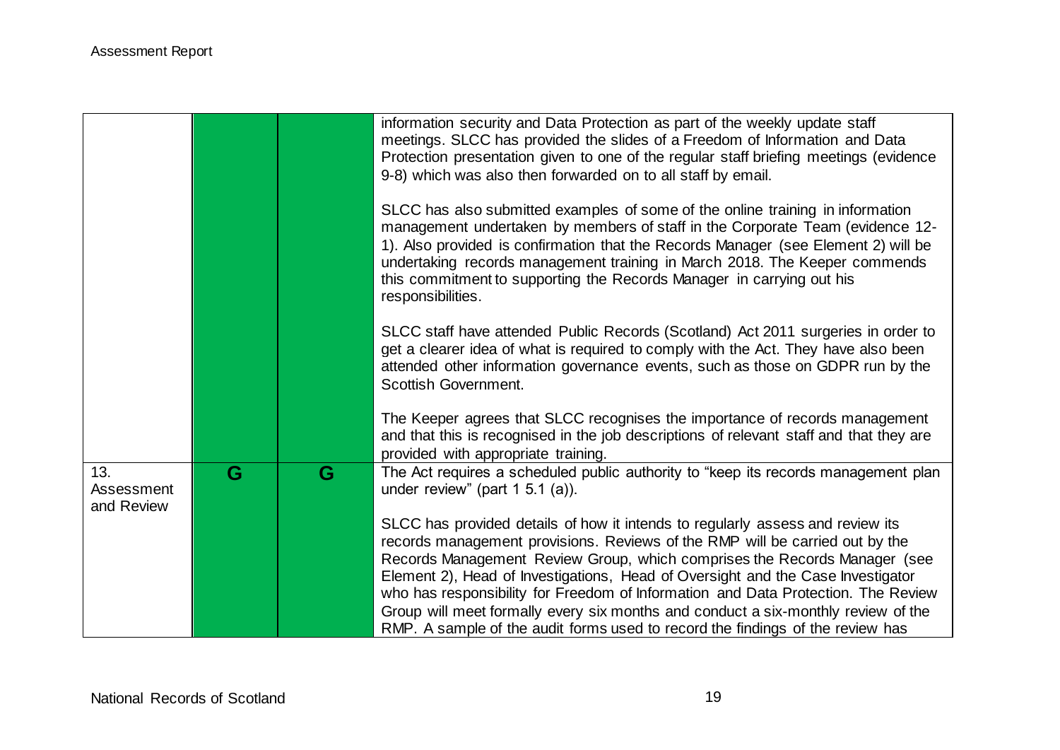| | | | |
|---|---|---|---|
| | | | information security and Data Protection as part of the weekly update staff meetings. SLCC has provided the slides of a Freedom of Information and Data Protection presentation given to one of the regular staff briefing meetings (evidence 9-8) which was also then forwarded on to all staff by email.<br><br>SLCC has also submitted examples of some of the online training in information management undertaken by members of staff in the Corporate Team (evidence 12-1). Also provided is confirmation that the Records Manager (see Element 2) will be undertaking records management training in March 2018. The Keeper commends this commitment to supporting the Records Manager in carrying out his responsibilities.<br><br>SLCC staff have attended Public Records (Scotland) Act 2011 surgeries in order to get a clearer idea of what is required to comply with the Act. They have also been attended other information governance events, such as those on GDPR run by the Scottish Government.<br><br>The Keeper agrees that SLCC recognises the importance of records management and that this is recognised in the job descriptions of relevant staff and that they are provided with appropriate training. |
| 13. Assessment and Review | G | G | The Act requires a scheduled public authority to "keep its records management plan under review" (part 1 5.1 (a)).<br><br>SLCC has provided details of how it intends to regularly assess and review its records management provisions. Reviews of the RMP will be carried out by the Records Management Review Group, which comprises the Records Manager (see Element 2), Head of Investigations, Head of Oversight and the Case Investigator who has responsibility for Freedom of Information and Data Protection. The Review Group will meet formally every six months and conduct a six-monthly review of the RMP. A sample of the audit forms used to record the findings of the review has |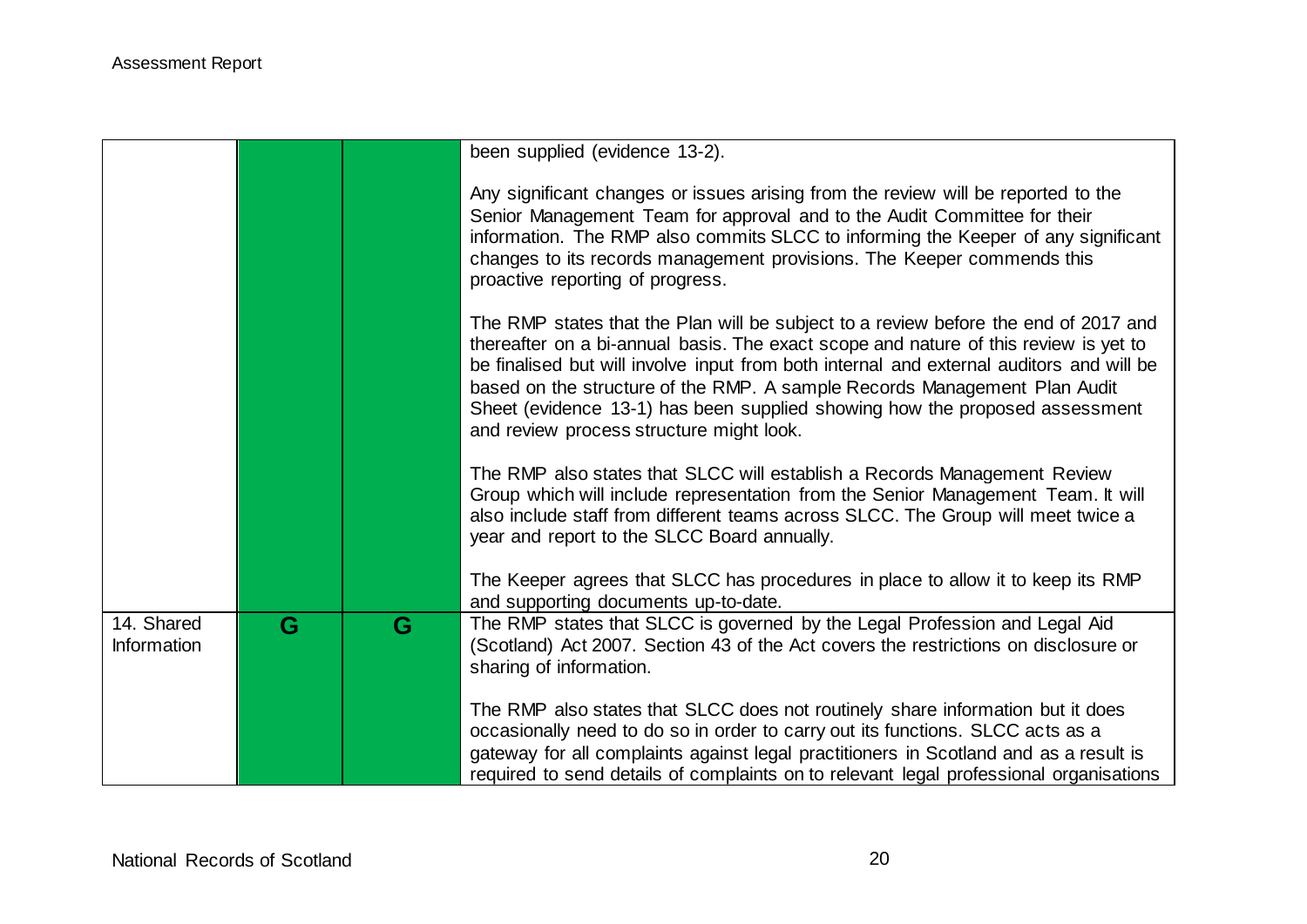| | | | |
|---|---|---|---|
| | | | been supplied (evidence 13-2).<br><br>Any significant changes or issues arising from the review will be reported to the Senior Management Team for approval and to the Audit Committee for their information. The RMP also commits SLCC to informing the Keeper of any significant changes to its records management provisions. The Keeper commends this proactive reporting of progress.<br><br>The RMP states that the Plan will be subject to a review before the end of 2017 and thereafter on a bi-annual basis. The exact scope and nature of this review is yet to be finalised but will involve input from both internal and external auditors and will be based on the structure of the RMP. A sample Records Management Plan Audit Sheet (evidence 13-1) has been supplied showing how the proposed assessment and review process structure might look.<br><br>The RMP also states that SLCC will establish a Records Management Review Group which will include representation from the Senior Management Team. It will also include staff from different teams across SLCC. The Group will meet twice a year and report to the SLCC Board annually.<br><br>The Keeper agrees that SLCC has procedures in place to allow it to keep its RMP and supporting documents up-to-date. |
| 14. Shared Information | G | G | The RMP states that SLCC is governed by the Legal Profession and Legal Aid (Scotland) Act 2007. Section 43 of the Act covers the restrictions on disclosure or sharing of information.<br><br>The RMP also states that SLCC does not routinely share information but it does occasionally need to do so in order to carry out its functions. SLCC acts as a gateway for all complaints against legal practitioners in Scotland and as a result is required to send details of complaints on to relevant legal professional organisations |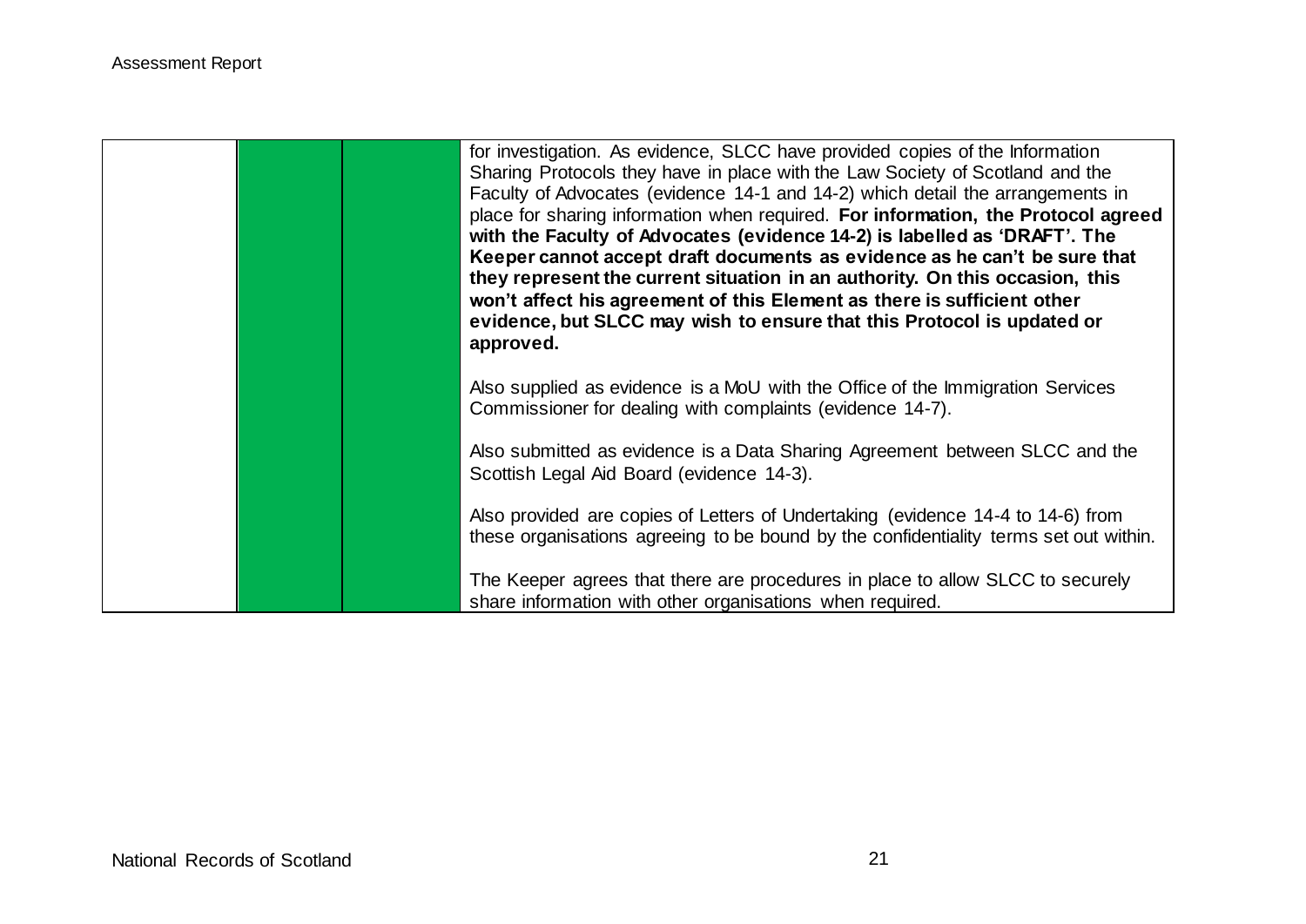| | | | |
|---|---|---|---|
| | | | for investigation. As evidence, SLCC have provided copies of the Information Sharing Protocols they have in place with the Law Society of Scotland and the Faculty of Advocates (evidence 14-1 and 14-2) which detail the arrangements in place for sharing information when required. **For information, the Protocol agreed with the Faculty of Advocates (evidence 14-2) is labelled as 'DRAFT'. The Keeper cannot accept draft documents as evidence as he can't be sure that they represent the current situation in an authority. On this occasion, this won't affect his agreement of this Element as there is sufficient other evidence, but SLCC may wish to ensure that this Protocol is updated or approved.**<br><br>Also supplied as evidence is a MoU with the Office of the Immigration Services Commissioner for dealing with complaints (evidence 14-7).<br><br>Also submitted as evidence is a Data Sharing Agreement between SLCC and the Scottish Legal Aid Board (evidence 14-3).<br><br>Also provided are copies of Letters of Undertaking (evidence 14-4 to 14-6) from these organisations agreeing to be bound by the confidentiality terms set out within.<br><br>The Keeper agrees that there are procedures in place to allow SLCC to securely share information with other organisations when required. |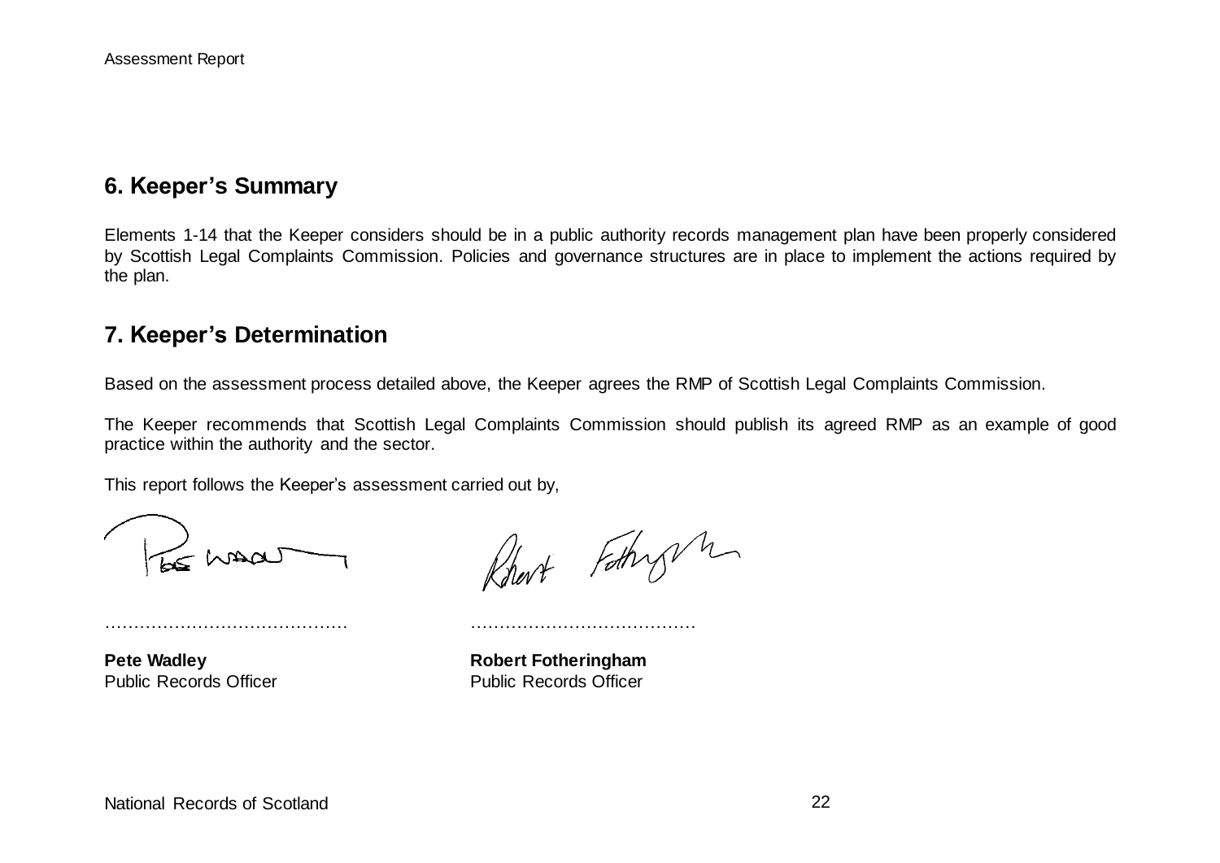## 6. Keeper's Summary

Elements 1-14 that the Keeper considers should be in a public authority records management plan have been properly considered by Scottish Legal Complaints Commission. Policies and governance structures are in place to implement the actions required by the plan.

## 7. Keeper's Determination

Based on the assessment process detailed above, the Keeper agrees the RMP of Scottish Legal Complaints Commission.

The Keeper recommends that Scottish Legal Complaints Commission should publish its agreed RMP as an example of good practice within the authority and the sector.

This report follows the Keeper's assessment carried out by,

| | |
|---|---|
| …………………………………… | ………………………………… |
| **Pete Wadley** | **Robert Fotheringham** |
| Public Records Officer | Public Records Officer |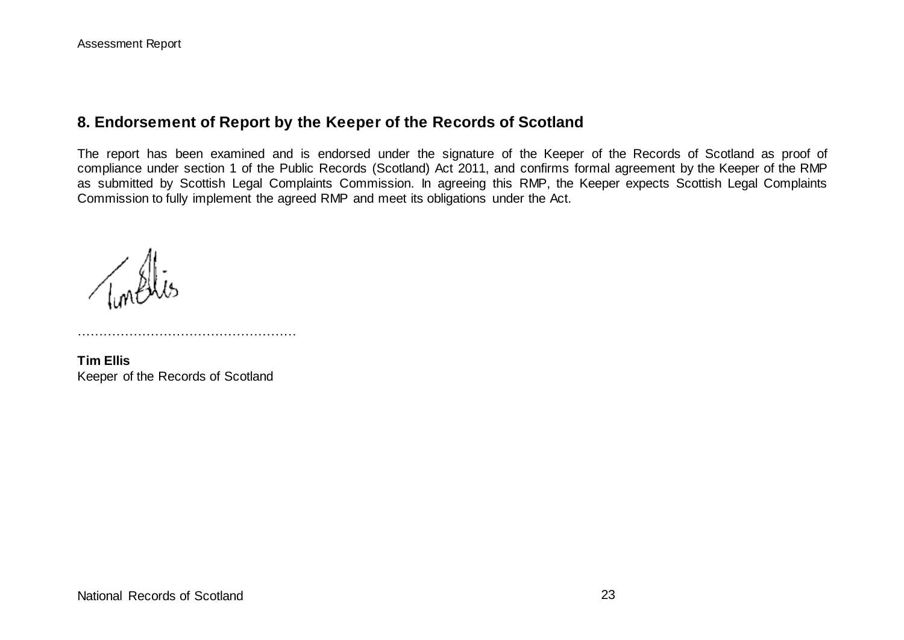## 8. Endorsement of Report by the Keeper of the Records of Scotland

The report has been examined and is endorsed under the signature of the Keeper of the Records of Scotland as proof of compliance under section 1 of the Public Records (Scotland) Act 2011, and confirms formal agreement by the Keeper of the RMP as submitted by Scottish Legal Complaints Commission. In agreeing this RMP, the Keeper expects Scottish Legal Complaints Commission to fully implement the agreed RMP and meet its obligations under the Act.

…………………………………………

**Tim Ellis**
Keeper of the Records of Scotland